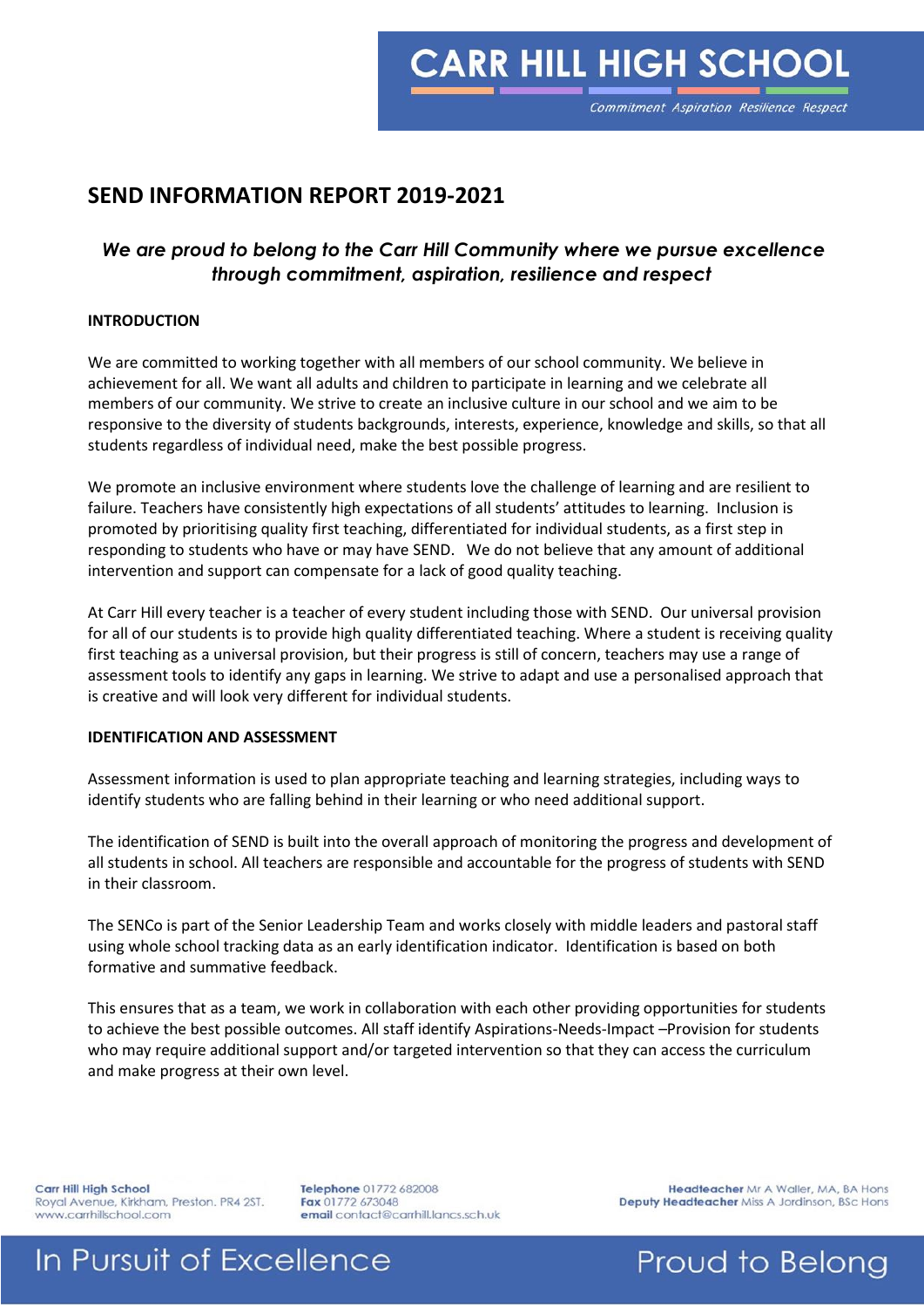# SEND INFORMATION REPORT 2019-2021

***We are proud to belong to the Carr Hill Community where we pursue excellence through commitment, aspiration, resilience and respect***

**INTRODUCTION**

We are committed to working together with all members of our school community. We believe in achievement for all. We want all adults and children to participate in learning and we celebrate all members of our community. We strive to create an inclusive culture in our school and we aim to be responsive to the diversity of students backgrounds, interests, experience, knowledge and skills, so that all students regardless of individual need, make the best possible progress.

We promote an inclusive environment where students love the challenge of learning and are resilient to failure. Teachers have consistently high expectations of all students' attitudes to learning. Inclusion is promoted by prioritising quality first teaching, differentiated for individual students, as a first step in responding to students who have or may have SEND. We do not believe that any amount of additional intervention and support can compensate for a lack of good quality teaching.

At Carr Hill every teacher is a teacher of every student including those with SEND. Our universal provision for all of our students is to provide high quality differentiated teaching. Where a student is receiving quality first teaching as a universal provision, but their progress is still of concern, teachers may use a range of assessment tools to identify any gaps in learning. We strive to adapt and use a personalised approach that is creative and will look very different for individual students.

**IDENTIFICATION AND ASSESSMENT**

Assessment information is used to plan appropriate teaching and learning strategies, including ways to identify students who are falling behind in their learning or who need additional support.

The identification of SEND is built into the overall approach of monitoring the progress and development of all students in school. All teachers are responsible and accountable for the progress of students with SEND in their classroom.

The SENCo is part of the Senior Leadership Team and works closely with middle leaders and pastoral staff using whole school tracking data as an early identification indicator. Identification is based on both formative and summative feedback.

This ensures that as a team, we work in collaboration with each other providing opportunities for students to achieve the best possible outcomes. All staff identify Aspirations-Needs-Impact –Provision for students who may require additional support and/or targeted intervention so that they can access the curriculum and make progress at their own level.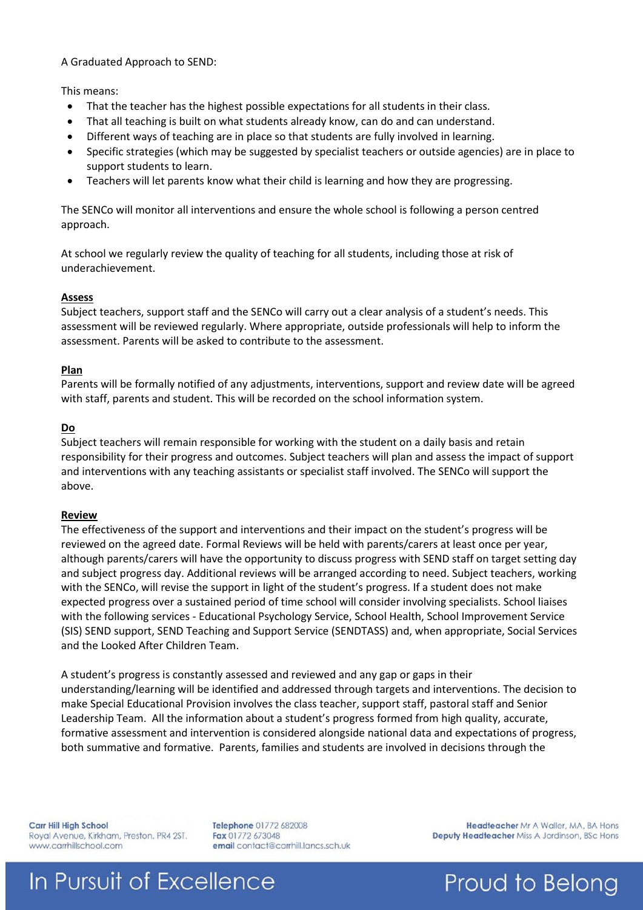A Graduated Approach to SEND:

This means:

- That the teacher has the highest possible expectations for all students in their class.
- That all teaching is built on what students already know, can do and can understand.
- Different ways of teaching are in place so that students are fully involved in learning.
- Specific strategies (which may be suggested by specialist teachers or outside agencies) are in place to support students to learn.
- Teachers will let parents know what their child is learning and how they are progressing.

The SENCo will monitor all interventions and ensure the whole school is following a person centred approach.

At school we regularly review the quality of teaching for all students, including those at risk of underachievement.

**Assess**

Subject teachers, support staff and the SENCo will carry out a clear analysis of a student's needs. This assessment will be reviewed regularly. Where appropriate, outside professionals will help to inform the assessment. Parents will be asked to contribute to the assessment.

**Plan**

Parents will be formally notified of any adjustments, interventions, support and review date will be agreed with staff, parents and student. This will be recorded on the school information system.

**Do**

Subject teachers will remain responsible for working with the student on a daily basis and retain responsibility for their progress and outcomes. Subject teachers will plan and assess the impact of support and interventions with any teaching assistants or specialist staff involved. The SENCo will support the above.

**Review**

The effectiveness of the support and interventions and their impact on the student's progress will be reviewed on the agreed date. Formal Reviews will be held with parents/carers at least once per year, although parents/carers will have the opportunity to discuss progress with SEND staff on target setting day and subject progress day. Additional reviews will be arranged according to need. Subject teachers, working with the SENCo, will revise the support in light of the student's progress. If a student does not make expected progress over a sustained period of time school will consider involving specialists. School liaises with the following services - Educational Psychology Service, School Health, School Improvement Service (SIS) SEND support, SEND Teaching and Support Service (SENDTASS) and, when appropriate, Social Services and the Looked After Children Team.

A student's progress is constantly assessed and reviewed and any gap or gaps in their understanding/learning will be identified and addressed through targets and interventions. The decision to make Special Educational Provision involves the class teacher, support staff, pastoral staff and Senior Leadership Team. All the information about a student's progress formed from high quality, accurate, formative assessment and intervention is considered alongside national data and expectations of progress, both summative and formative. Parents, families and students are involved in decisions through the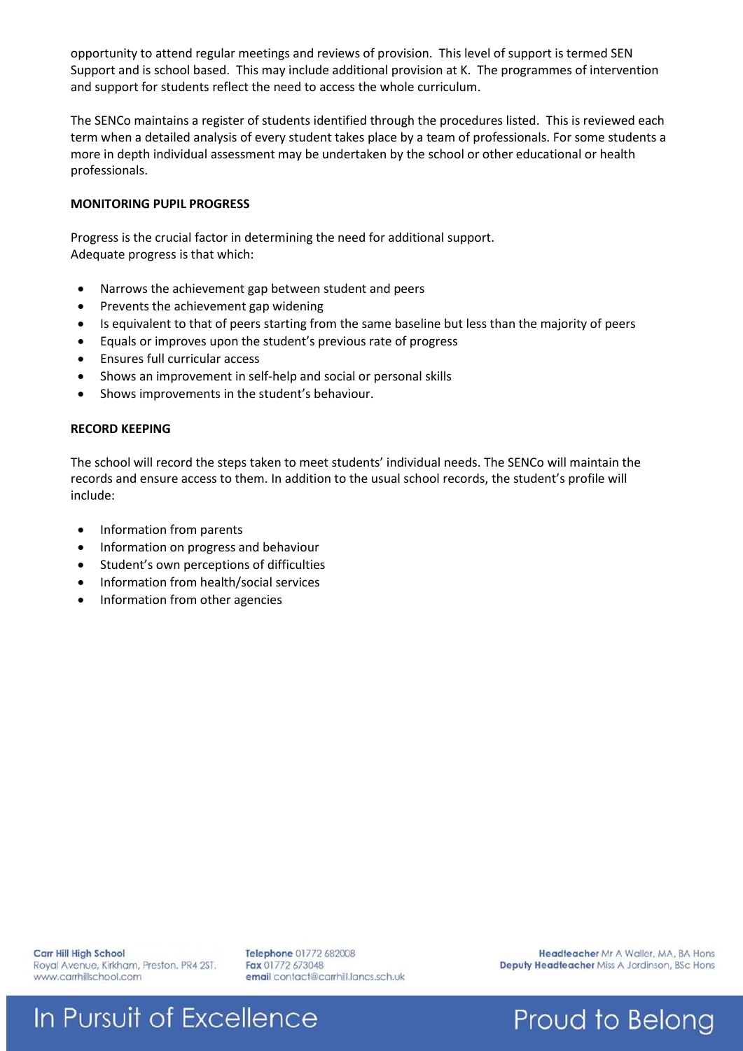opportunity to attend regular meetings and reviews of provision. This level of support is termed SEN Support and is school based. This may include additional provision at K. The programmes of intervention and support for students reflect the need to access the whole curriculum.

The SENCo maintains a register of students identified through the procedures listed. This is reviewed each term when a detailed analysis of every student takes place by a team of professionals. For some students a more in depth individual assessment may be undertaken by the school or other educational or health professionals.

**MONITORING PUPIL PROGRESS**

Progress is the crucial factor in determining the need for additional support.
Adequate progress is that which:

- Narrows the achievement gap between student and peers
- Prevents the achievement gap widening
- Is equivalent to that of peers starting from the same baseline but less than the majority of peers
- Equals or improves upon the student's previous rate of progress
- Ensures full curricular access
- Shows an improvement in self-help and social or personal skills
- Shows improvements in the student's behaviour.

**RECORD KEEPING**

The school will record the steps taken to meet students' individual needs. The SENCo will maintain the records and ensure access to them. In addition to the usual school records, the student's profile will include:

- Information from parents
- Information on progress and behaviour
- Student's own perceptions of difficulties
- Information from health/social services
- Information from other agencies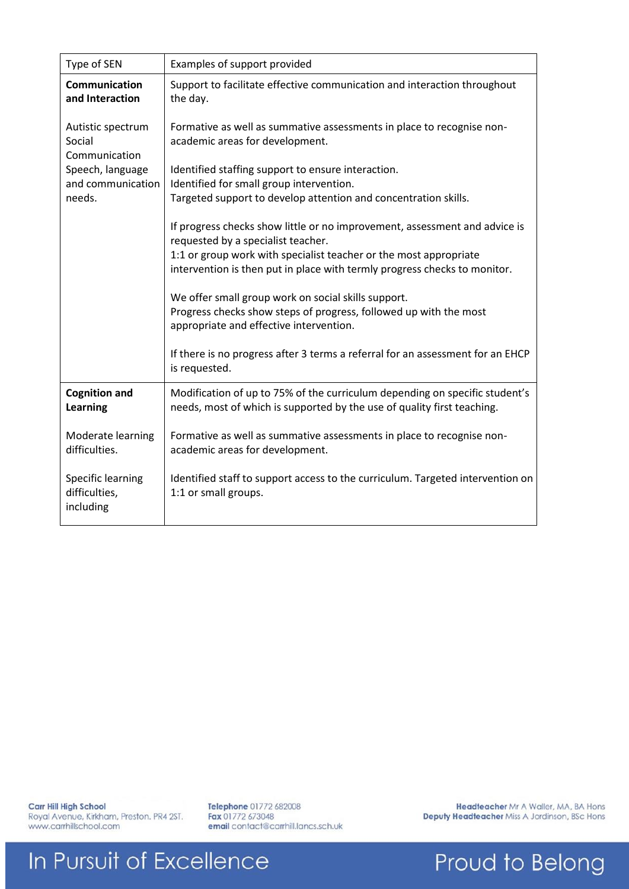| Type of SEN | Examples of support provided |
|---|---|
| **Communication and Interaction**<br><br>Autistic spectrum<br>Social Communication<br>Speech, language and communication needs. | Support to facilitate effective communication and interaction throughout the day.<br><br>Formative as well as summative assessments in place to recognise non-academic areas for development.<br><br>Identified staffing support to ensure interaction.<br>Identified for small group intervention.<br>Targeted support to develop attention and concentration skills.<br><br>If progress checks show little or no improvement, assessment and advice is requested by a specialist teacher.<br>1:1 or group work with specialist teacher or the most appropriate intervention is then put in place with termly progress checks to monitor.<br><br>We offer small group work on social skills support.<br>Progress checks show steps of progress, followed up with the most appropriate and effective intervention.<br><br>If there is no progress after 3 terms a referral for an assessment for an EHCP is requested. |
| **Cognition and Learning**<br><br>Moderate learning difficulties.<br><br>Specific learning difficulties, including | Modification of up to 75% of the curriculum depending on specific student's needs, most of which is supported by the use of quality first teaching.<br><br>Formative as well as summative assessments in place to recognise non-academic areas for development.<br><br>Identified staff to support access to the curriculum. Targeted intervention on 1:1 or small groups. |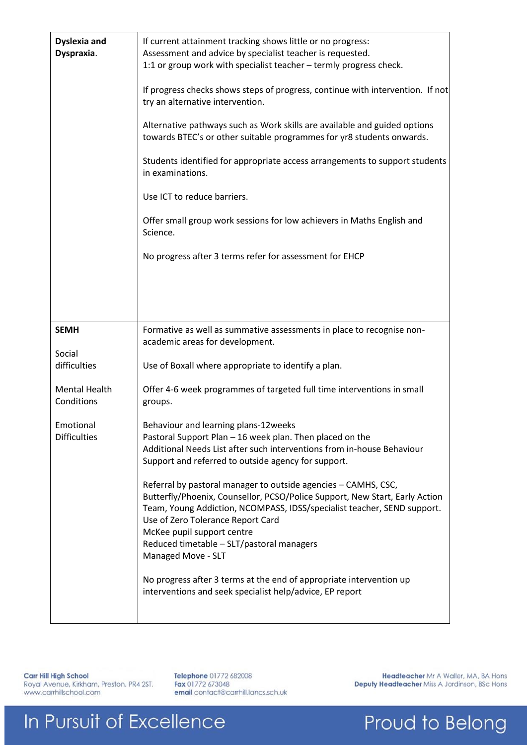| | |
|---|---|
| **Dyslexia and Dyspraxia**. | If current attainment tracking shows little or no progress:<br>Assessment and advice by specialist teacher is requested.<br>1:1 or group work with specialist teacher – termly progress check.<br><br>If progress checks shows steps of progress, continue with intervention. If not try an alternative intervention.<br><br>Alternative pathways such as Work skills are available and guided options towards BTEC's or other suitable programmes for yr8 students onwards.<br><br>Students identified for appropriate access arrangements to support students in examinations.<br><br>Use ICT to reduce barriers.<br><br>Offer small group work sessions for low achievers in Maths English and Science.<br><br>No progress after 3 terms refer for assessment for EHCP |
| **SEMH**<br><br>Social difficulties<br><br>Mental Health Conditions<br><br>Emotional Difficulties | Formative as well as summative assessments in place to recognise non-academic areas for development.<br><br>Use of Boxall where appropriate to identify a plan.<br><br>Offer 4-6 week programmes of targeted full time interventions in small groups.<br><br>Behaviour and learning plans-12weeks<br>Pastoral Support Plan – 16 week plan. Then placed on the Additional Needs List after such interventions from in-house Behaviour Support and referred to outside agency for support.<br><br>Referral by pastoral manager to outside agencies – CAMHS, CSC, Butterfly/Phoenix, Counsellor, PCSO/Police Support, New Start, Early Action Team, Young Addiction, NCOMPASS, IDSS/specialist teacher, SEND support.<br>Use of Zero Tolerance Report Card<br>McKee pupil support centre<br>Reduced timetable – SLT/pastoral managers<br>Managed Move - SLT<br><br>No progress after 3 terms at the end of appropriate intervention up interventions and seek specialist help/advice, EP report |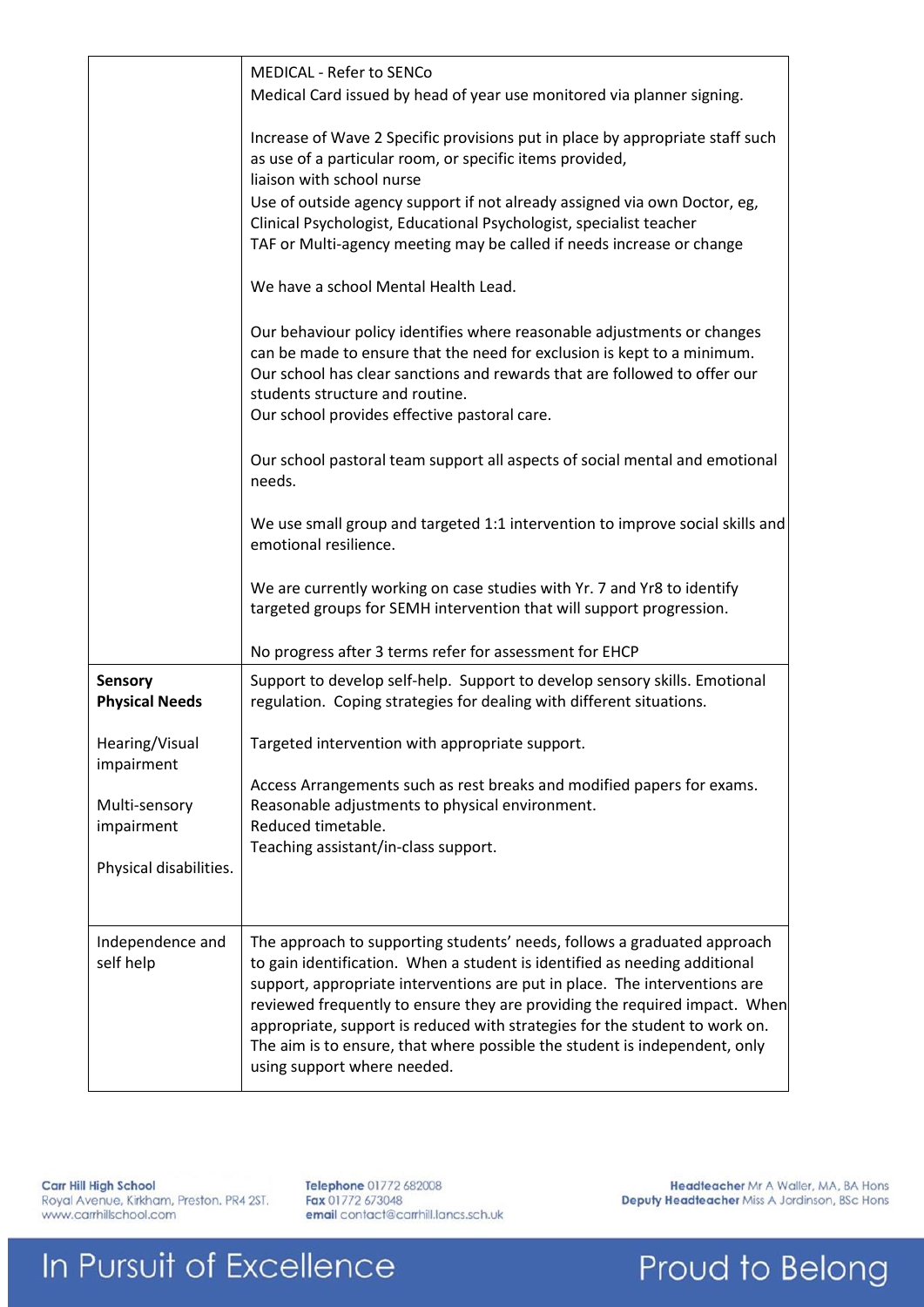| | |
|---|---|
| | MEDICAL - Refer to SENCo<br>Medical Card issued by head of year use monitored via planner signing.<br><br>Increase of Wave 2 Specific provisions put in place by appropriate staff such as use of a particular room, or specific items provided,<br>liaison with school nurse<br>Use of outside agency support if not already assigned via own Doctor, eg, Clinical Psychologist, Educational Psychologist, specialist teacher<br>TAF or Multi-agency meeting may be called if needs increase or change<br><br>We have a school Mental Health Lead.<br><br>Our behaviour policy identifies where reasonable adjustments or changes can be made to ensure that the need for exclusion is kept to a minimum. Our school has clear sanctions and rewards that are followed to offer our students structure and routine.<br>Our school provides effective pastoral care.<br><br>Our school pastoral team support all aspects of social mental and emotional needs.<br><br>We use small group and targeted 1:1 intervention to improve social skills and emotional resilience.<br><br>We are currently working on case studies with Yr. 7 and Yr8 to identify targeted groups for SEMH intervention that will support progression.<br><br>No progress after 3 terms refer for assessment for EHCP |
| **Sensory Physical Needs**<br><br>Hearing/Visual impairment<br><br>Multi-sensory impairment<br><br>Physical disabilities. | Support to develop self-help. Support to develop sensory skills. Emotional regulation. Coping strategies for dealing with different situations.<br><br>Targeted intervention with appropriate support.<br><br>Access Arrangements such as rest breaks and modified papers for exams.<br>Reasonable adjustments to physical environment.<br>Reduced timetable.<br>Teaching assistant/in-class support. |
| Independence and self help | The approach to supporting students' needs, follows a graduated approach to gain identification. When a student is identified as needing additional support, appropriate interventions are put in place. The interventions are reviewed frequently to ensure they are providing the required impact. When appropriate, support is reduced with strategies for the student to work on. The aim is to ensure, that where possible the student is independent, only using support where needed. |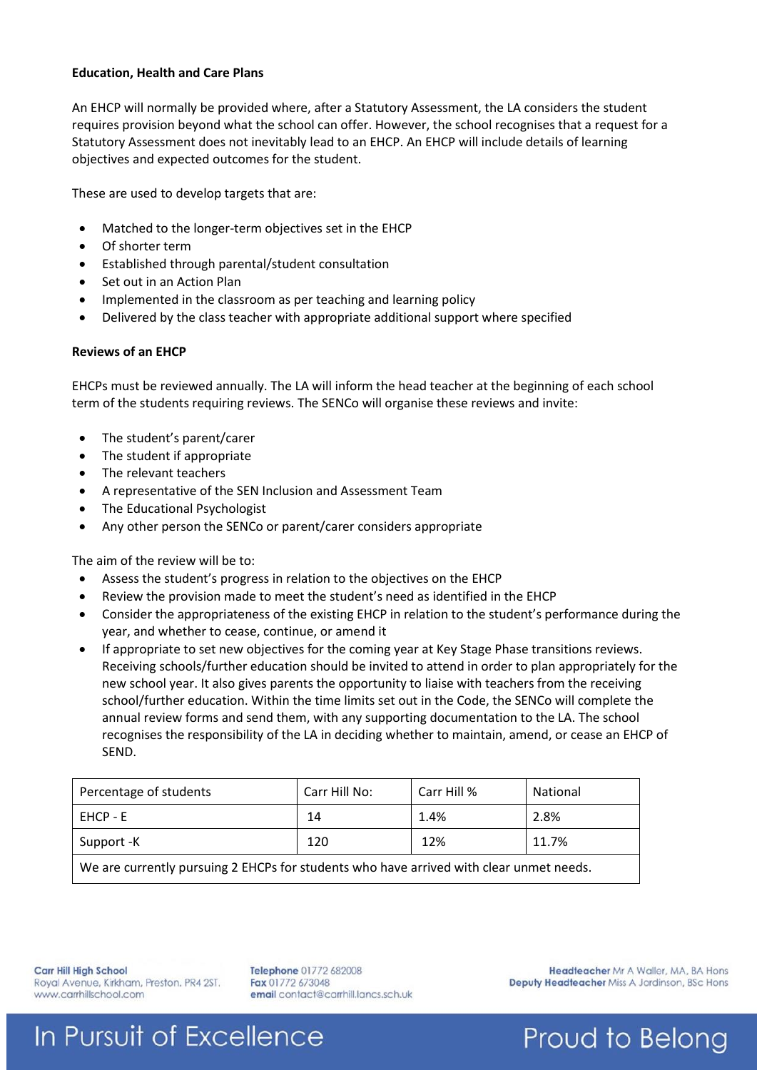**Education, Health and Care Plans**

An EHCP will normally be provided where, after a Statutory Assessment, the LA considers the student requires provision beyond what the school can offer. However, the school recognises that a request for a Statutory Assessment does not inevitably lead to an EHCP. An EHCP will include details of learning objectives and expected outcomes for the student.

These are used to develop targets that are:

- Matched to the longer-term objectives set in the EHCP
- Of shorter term
- Established through parental/student consultation
- Set out in an Action Plan
- Implemented in the classroom as per teaching and learning policy
- Delivered by the class teacher with appropriate additional support where specified

**Reviews of an EHCP**

EHCPs must be reviewed annually. The LA will inform the head teacher at the beginning of each school term of the students requiring reviews. The SENCo will organise these reviews and invite:

- The student's parent/carer
- The student if appropriate
- The relevant teachers
- A representative of the SEN Inclusion and Assessment Team
- The Educational Psychologist
- Any other person the SENCo or parent/carer considers appropriate

The aim of the review will be to:

- Assess the student's progress in relation to the objectives on the EHCP
- Review the provision made to meet the student's need as identified in the EHCP
- Consider the appropriateness of the existing EHCP in relation to the student's performance during the year, and whether to cease, continue, or amend it
- If appropriate to set new objectives for the coming year at Key Stage Phase transitions reviews. Receiving schools/further education should be invited to attend in order to plan appropriately for the new school year. It also gives parents the opportunity to liaise with teachers from the receiving school/further education. Within the time limits set out in the Code, the SENCo will complete the annual review forms and send them, with any supporting documentation to the LA. The school recognises the responsibility of the LA in deciding whether to maintain, amend, or cease an EHCP of SEND.

| Percentage of students | Carr Hill No: | Carr Hill % | National |
| --- | --- | --- | --- |
| EHCP - E | 14 | 1.4% | 2.8% |
| Support -K | 120 | 12% | 11.7% |
| We are currently pursuing 2 EHCPs for students who have arrived with clear unmet needs. | | | |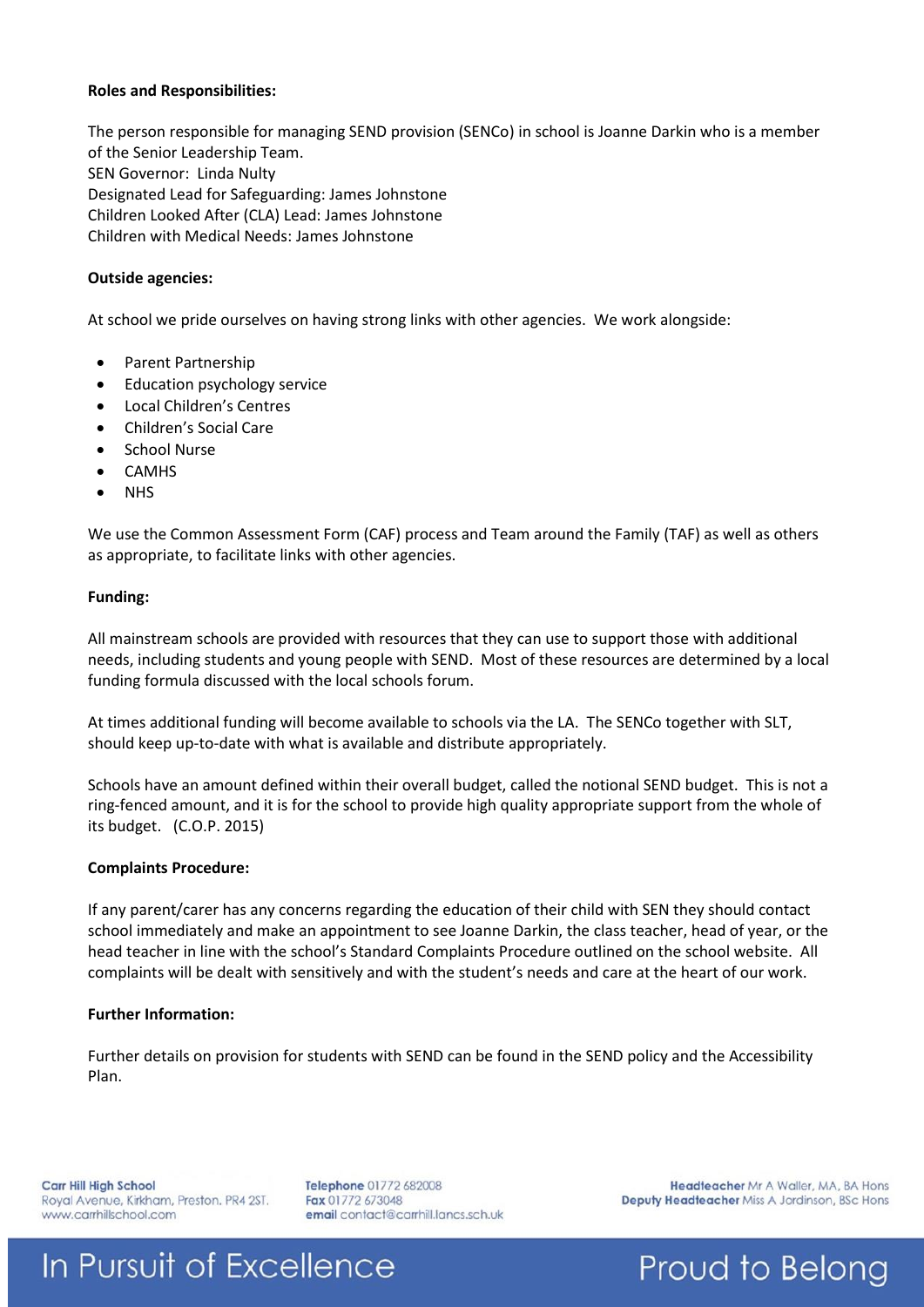**Roles and Responsibilities:**

The person responsible for managing SEND provision (SENCo) in school is Joanne Darkin who is a member of the Senior Leadership Team.
SEN Governor: Linda Nulty
Designated Lead for Safeguarding: James Johnstone
Children Looked After (CLA) Lead: James Johnstone
Children with Medical Needs: James Johnstone

**Outside agencies:**

At school we pride ourselves on having strong links with other agencies. We work alongside:

- Parent Partnership
- Education psychology service
- Local Children's Centres
- Children's Social Care
- School Nurse
- CAMHS
- NHS

We use the Common Assessment Form (CAF) process and Team around the Family (TAF) as well as others as appropriate, to facilitate links with other agencies.

**Funding:**

All mainstream schools are provided with resources that they can use to support those with additional needs, including students and young people with SEND. Most of these resources are determined by a local funding formula discussed with the local schools forum.

At times additional funding will become available to schools via the LA. The SENCo together with SLT, should keep up-to-date with what is available and distribute appropriately.

Schools have an amount defined within their overall budget, called the notional SEND budget. This is not a ring-fenced amount, and it is for the school to provide high quality appropriate support from the whole of its budget. (C.O.P. 2015)

**Complaints Procedure:**

If any parent/carer has any concerns regarding the education of their child with SEN they should contact school immediately and make an appointment to see Joanne Darkin, the class teacher, head of year, or the head teacher in line with the school's Standard Complaints Procedure outlined on the school website. All complaints will be dealt with sensitively and with the student's needs and care at the heart of our work.

**Further Information:**

Further details on provision for students with SEND can be found in the SEND policy and the Accessibility Plan.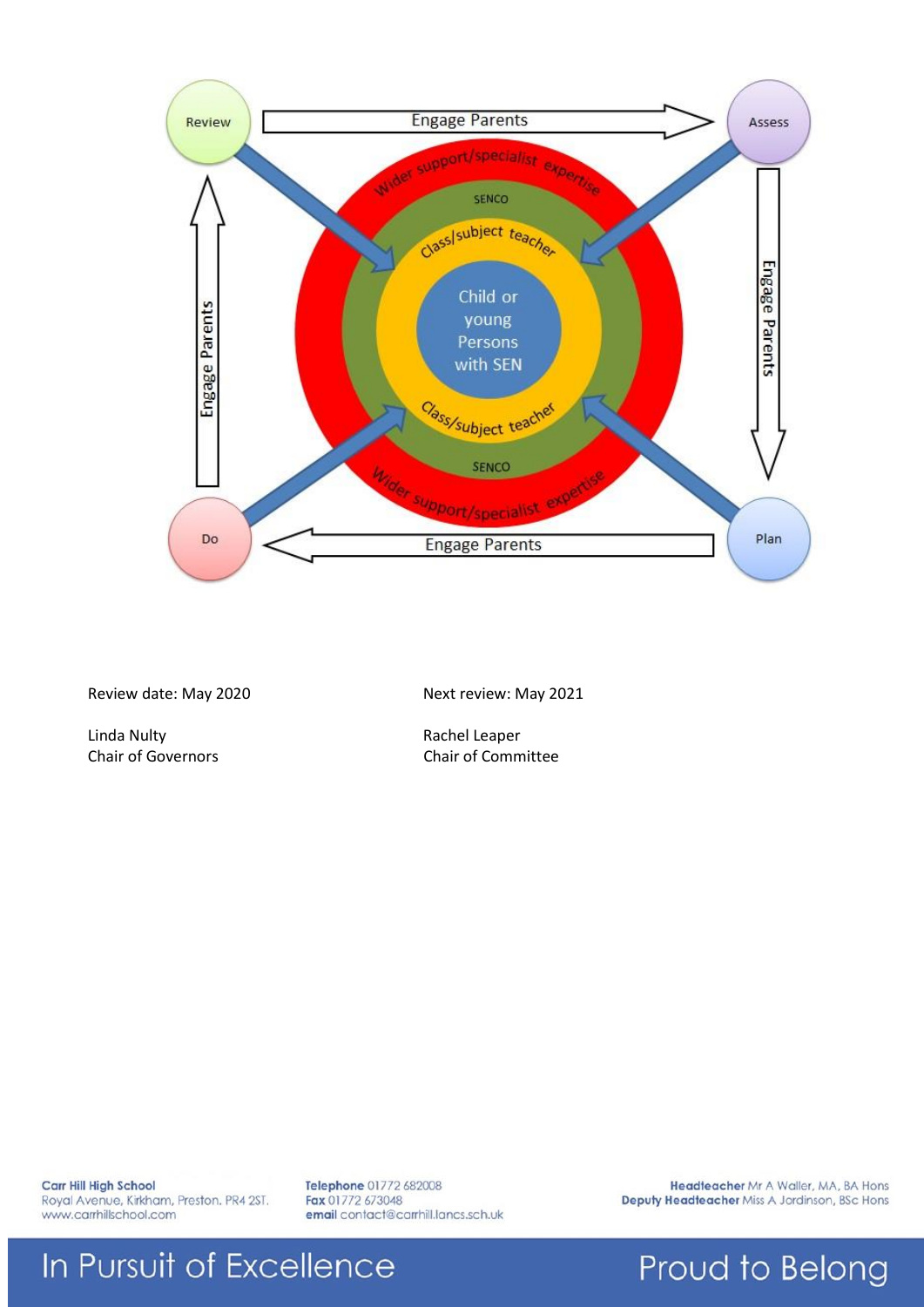Review

Engage Parents

Assess

Engage Parents

Plan

Engage Parents

Do

Engage Parents

Wider support/specialist expertise

SENCO

Class/subject teacher

Child or young Persons with SEN

Class/subject teacher

SENCO

Wider support/specialist expertise

Review date: May 2020

Next review: May 2021

Linda Nulty
Chair of Governors

Rachel Leaper
Chair of Committee

**Carr Hill High School**
Royal Avenue, Kirkham, Preston. PR4 2ST.
www.carrhillschool.com

**Telephone** 01772 682008
**Fax** 01772 673048
**email** contact@carrhill.lancs.sch.uk

**Headteacher** Mr A Waller, MA, BA Hons
**Deputy Headteacher** Miss A Jordinson, BSc Hons

In Pursuit of Excellence

Proud to Belong